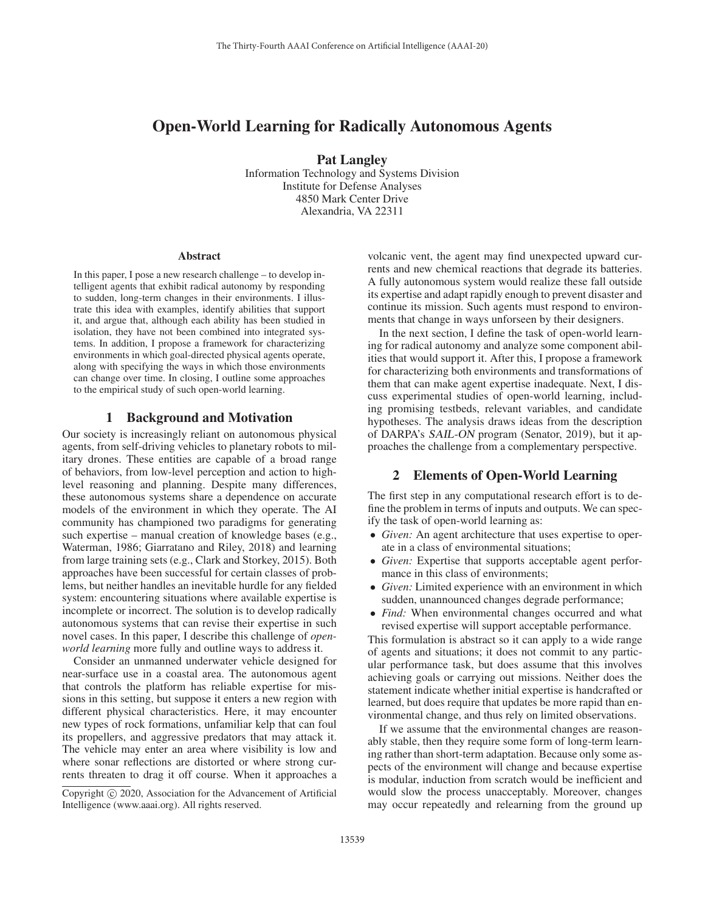# Open-World Learning for Radically Autonomous Agents

**Pat Langley**

Information Technology and Systems Division
Institute for Defense Analyses
4850 Mark Center Drive
Alexandria, VA 22311

### Abstract

In this paper, I pose a new research challenge – to develop intelligent agents that exhibit radical autonomy by responding to sudden, long-term changes in their environments. I illustrate this idea with examples, identify abilities that support it, and argue that, although each ability has been studied in isolation, they have not been combined into integrated systems. In addition, I propose a framework for characterizing environments in which goal-directed physical agents operate, along with specifying the ways in which those environments can change over time. In closing, I outline some approaches to the empirical study of such open-world learning.

## 1 Background and Motivation

Our society is increasingly reliant on autonomous physical agents, from self-driving vehicles to planetary robots to military drones. These entities are capable of a broad range of behaviors, from low-level perception and action to high-level reasoning and planning. Despite many differences, these autonomous systems share a dependence on accurate models of the environment in which they operate. The AI community has championed two paradigms for generating such expertise – manual creation of knowledge bases (e.g., Waterman, 1986; Giarratano and Riley, 2018) and learning from large training sets (e.g., Clark and Storkey, 2015). Both approaches have been successful for certain classes of problems, but neither handles an inevitable hurdle for any fielded system: encountering situations where available expertise is incomplete or incorrect. The solution is to develop radically autonomous systems that can revise their expertise in such novel cases. In this paper, I describe this challenge of *open-world learning* more fully and outline ways to address it.

Consider an unmanned underwater vehicle designed for near-surface use in a coastal area. The autonomous agent that controls the platform has reliable expertise for missions in this setting, but suppose it enters a new region with different physical characteristics. Here, it may encounter new types of rock formations, unfamiliar kelp that can foul its propellers, and aggressive predators that may attack it. The vehicle may enter an area where visibility is low and where sonar reflections are distorted or where strong currents threaten to drag it off course. When it approaches a volcanic vent, the agent may find unexpected upward currents and new chemical reactions that degrade its batteries. A fully autonomous system would realize these fall outside its expertise and adapt rapidly enough to prevent disaster and continue its mission. Such agents must respond to environments that change in ways unforseen by their designers.

In the next section, I define the task of open-world learning for radical autonomy and analyze some component abilities that would support it. After this, I propose a framework for characterizing both environments and transformations of them that can make agent expertise inadequate. Next, I discuss experimental studies of open-world learning, including promising testbeds, relevant variables, and candidate hypotheses. The analysis draws ideas from the description of DARPA's *SAIL-ON* program (Senator, 2019), but it approaches the challenge from a complementary perspective.

## 2 Elements of Open-World Learning

The first step in any computational research effort is to define the problem in terms of inputs and outputs. We can specify the task of open-world learning as:

- *Given:* An agent architecture that uses expertise to operate in a class of environmental situations;
- *Given:* Expertise that supports acceptable agent performance in this class of environments;
- *Given:* Limited experience with an environment in which sudden, unannounced changes degrade performance;
- *Find:* When environmental changes occurred and what revised expertise will support acceptable performance.

This formulation is abstract so it can apply to a wide range of agents and situations; it does not commit to any particular performance task, but does assume that this involves achieving goals or carrying out missions. Neither does the statement indicate whether initial expertise is handcrafted or learned, but does require that updates be more rapid than environmental change, and thus rely on limited observations.

If we assume that the environmental changes are reasonably stable, then they require some form of long-term learning rather than short-term adaptation. Because only some aspects of the environment will change and because expertise is modular, induction from scratch would be inefficient and would slow the process unacceptably. Moreover, changes may occur repeatedly and relearning from the ground up

Copyright © 2020, Association for the Advancement of Artificial Intelligence (www.aaai.org). All rights reserved.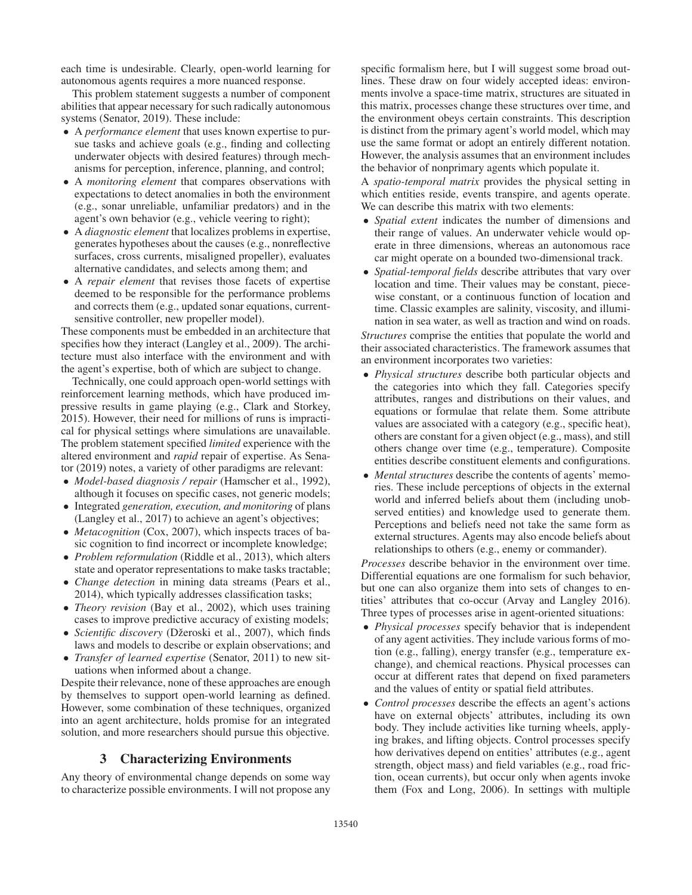each time is undesirable. Clearly, open-world learning for autonomous agents requires a more nuanced response.

This problem statement suggests a number of component abilities that appear necessary for such radically autonomous systems (Senator, 2019). These include:

- A *performance element* that uses known expertise to pursue tasks and achieve goals (e.g., finding and collecting underwater objects with desired features) through mechanisms for perception, inference, planning, and control;
- A *monitoring element* that compares observations with expectations to detect anomalies in both the environment (e.g., sonar unreliable, unfamiliar predators) and in the agent's own behavior (e.g., vehicle veering to right);
- A *diagnostic element* that localizes problems in expertise, generates hypotheses about the causes (e.g., nonreflective surfaces, cross currents, misaligned propeller), evaluates alternative candidates, and selects among them; and
- A *repair element* that revises those facets of expertise deemed to be responsible for the performance problems and corrects them (e.g., updated sonar equations, current-sensitive controller, new propeller model).

These components must be embedded in an architecture that specifies how they interact (Langley et al., 2009). The architecture must also interface with the environment and with the agent's expertise, both of which are subject to change.

Technically, one could approach open-world settings with reinforcement learning methods, which have produced impressive results in game playing (e.g., Clark and Storkey, 2015). However, their need for millions of runs is impractical for physical settings where simulations are unavailable. The problem statement specified *limited* experience with the altered environment and *rapid* repair of expertise. As Senator (2019) notes, a variety of other paradigms are relevant:

- *Model-based diagnosis / repair* (Hamscher et al., 1992), although it focuses on specific cases, not generic models;
- Integrated *generation, execution, and monitoring* of plans (Langley et al., 2017) to achieve an agent's objectives;
- *Metacognition* (Cox, 2007), which inspects traces of basic cognition to find incorrect or incomplete knowledge;
- *Problem reformulation* (Riddle et al., 2013), which alters state and operator representations to make tasks tractable;
- *Change detection* in mining data streams (Pears et al., 2014), which typically addresses classification tasks;
- *Theory revision* (Bay et al., 2002), which uses training cases to improve predictive accuracy of existing models;
- *Scientific discovery* (Džeroski et al., 2007), which finds laws and models to describe or explain observations; and
- *Transfer of learned expertise* (Senator, 2011) to new situations when informed about a change.

Despite their relevance, none of these approaches are enough by themselves to support open-world learning as defined. However, some combination of these techniques, organized into an agent architecture, holds promise for an integrated solution, and more researchers should pursue this objective.

## 3 Characterizing Environments

Any theory of environmental change depends on some way to characterize possible environments. I will not propose any specific formalism here, but I will suggest some broad outlines. These draw on four widely accepted ideas: environments involve a space-time matrix, structures are situated in this matrix, processes change these structures over time, and the environment obeys certain constraints. This description is distinct from the primary agent's world model, which may use the same format or adopt an entirely different notation. However, the analysis assumes that an environment includes the behavior of nonprimary agents which populate it.

A *spatio-temporal matrix* provides the physical setting in which entities reside, events transpire, and agents operate. We can describe this matrix with two elements:

- *Spatial extent* indicates the number of dimensions and their range of values. An underwater vehicle would operate in three dimensions, whereas an autonomous race car might operate on a bounded two-dimensional track.
- *Spatial-temporal fields* describe attributes that vary over location and time. Their values may be constant, piecewise constant, or a continuous function of location and time. Classic examples are salinity, viscosity, and illumination in sea water, as well as traction and wind on roads.

*Structures* comprise the entities that populate the world and their associated characteristics. The framework assumes that an environment incorporates two varieties:

- *Physical structures* describe both particular objects and the categories into which they fall. Categories specify attributes, ranges and distributions on their values, and equations or formulae that relate them. Some attribute values are associated with a category (e.g., specific heat), others are constant for a given object (e.g., mass), and still others change over time (e.g., temperature). Composite entities describe constituent elements and configurations.
- *Mental structures* describe the contents of agents' memories. These include perceptions of objects in the external world and inferred beliefs about them (including unobserved entities) and knowledge used to generate them. Perceptions and beliefs need not take the same form as external structures. Agents may also encode beliefs about relationships to others (e.g., enemy or commander).

*Processes* describe behavior in the environment over time. Differential equations are one formalism for such behavior, but one can also organize them into sets of changes to entities' attributes that co-occur (Arvay and Langley 2016). Three types of processes arise in agent-oriented situations:

- *Physical processes* specify behavior that is independent of any agent activities. They include various forms of motion (e.g., falling), energy transfer (e.g., temperature exchange), and chemical reactions. Physical processes can occur at different rates that depend on fixed parameters and the values of entity or spatial field attributes.
- *Control processes* describe the effects an agent's actions have on external objects' attributes, including its own body. They include activities like turning wheels, applying brakes, and lifting objects. Control processes specify how derivatives depend on entities' attributes (e.g., agent strength, object mass) and field variables (e.g., road friction, ocean currents), but occur only when agents invoke them (Fox and Long, 2006). In settings with multiple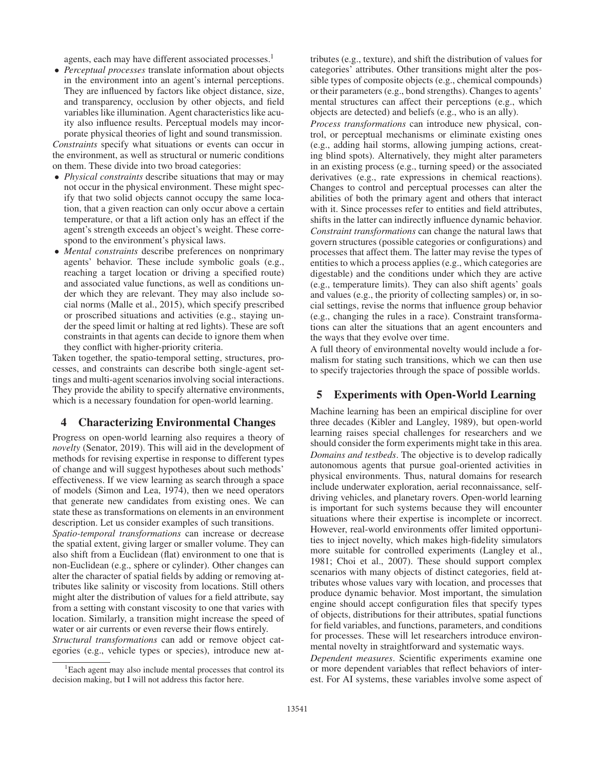agents, each may have different associated processes.[1]

- *Perceptual processes* translate information about objects in the environment into an agent's internal perceptions. They are influenced by factors like object distance, size, and transparency, occlusion by other objects, and field variables like illumination. Agent characteristics like acuity also influence results. Perceptual models may incorporate physical theories of light and sound transmission.

*Constraints* specify what situations or events can occur in the environment, as well as structural or numeric conditions on them. These divide into two broad categories:

- *Physical constraints* describe situations that may or may not occur in the physical environment. These might specify that two solid objects cannot occupy the same location, that a given reaction can only occur above a certain temperature, or that a lift action only has an effect if the agent's strength exceeds an object's weight. These correspond to the environment's physical laws.
- *Mental constraints* describe preferences on nonprimary agents' behavior. These include symbolic goals (e.g., reaching a target location or driving a specified route) and associated value functions, as well as conditions under which they are relevant. They may also include social norms (Malle et al., 2015), which specify prescribed or proscribed situations and activities (e.g., staying under the speed limit or halting at red lights). These are soft constraints in that agents can decide to ignore them when they conflict with higher-priority criteria.

Taken together, the spatio-temporal setting, structures, processes, and constraints can describe both single-agent settings and multi-agent scenarios involving social interactions. They provide the ability to specify alternative environments, which is a necessary foundation for open-world learning.

## 4 Characterizing Environmental Changes

Progress on open-world learning also requires a theory of *novelty* (Senator, 2019). This will aid in the development of methods for revising expertise in response to different types of change and will suggest hypotheses about such methods' effectiveness. If we view learning as search through a space of models (Simon and Lea, 1974), then we need operators that generate new candidates from existing ones. We can state these as transformations on elements in an environment description. Let us consider examples of such transitions.

*Spatio-temporal transformations* can increase or decrease the spatial extent, giving larger or smaller volume. They can also shift from a Euclidean (flat) environment to one that is non-Euclidean (e.g., sphere or cylinder). Other changes can alter the character of spatial fields by adding or removing attributes like salinity or viscosity from locations. Still others might alter the distribution of values for a field attribute, say from a setting with constant viscosity to one that varies with location. Similarly, a transition might increase the speed of water or air currents or even reverse their flows entirely.

*Structural transformations* can add or remove object categories (e.g., vehicle types or species), introduce new attributes (e.g., texture), and shift the distribution of values for categories' attributes. Other transitions might alter the possible types of composite objects (e.g., chemical compounds) or their parameters (e.g., bond strengths). Changes to agents' mental structures can affect their perceptions (e.g., which objects are detected) and beliefs (e.g., who is an ally).

*Process transformations* can introduce new physical, control, or perceptual mechanisms or eliminate existing ones (e.g., adding hail storms, allowing jumping actions, creating blind spots). Alternatively, they might alter parameters in an existing process (e.g., turning speed) or the associated derivatives (e.g., rate expressions in chemical reactions). Changes to control and perceptual processes can alter the abilities of both the primary agent and others that interact with it. Since processes refer to entities and field attributes, shifts in the latter can indirectly influence dynamic behavior.

*Constraint transformations* can change the natural laws that govern structures (possible categories or configurations) and processes that affect them. The latter may revise the types of entities to which a process applies (e.g., which categories are digestable) and the conditions under which they are active (e.g., temperature limits). They can also shift agents' goals and values (e.g., the priority of collecting samples) or, in social settings, revise the norms that influence group behavior (e.g., changing the rules in a race). Constraint transformations can alter the situations that an agent encounters and the ways that they evolve over time.

A full theory of environmental novelty would include a formalism for stating such transitions, which we can then use to specify trajectories through the space of possible worlds.

## 5 Experiments with Open-World Learning

Machine learning has been an empirical discipline for over three decades (Kibler and Langley, 1989), but open-world learning raises special challenges for researchers and we should consider the form experiments might take in this area.

*Domains and testbeds*. The objective is to develop radically autonomous agents that pursue goal-oriented activities in physical environments. Thus, natural domains for research include underwater exploration, aerial reconnaissance, self-driving vehicles, and planetary rovers. Open-world learning is important for such systems because they will encounter situations where their expertise is incomplete or incorrect. However, real-world environments offer limited opportunities to inject novelty, which makes high-fidelity simulators more suitable for controlled experiments (Langley et al., 1981; Choi et al., 2007). These should support complex scenarios with many objects of distinct categories, field attributes whose values vary with location, and processes that produce dynamic behavior. Most important, the simulation engine should accept configuration files that specify types of objects, distributions for their attributes, spatial functions for field variables, and functions, parameters, and conditions for processes. These will let researchers introduce environmental novelty in straightforward and systematic ways.

*Dependent measures*. Scientific experiments examine one or more dependent variables that reflect behaviors of interest. For AI systems, these variables involve some aspect of

[1] Each agent may also include mental processes that control its decision making, but I will not address this factor here.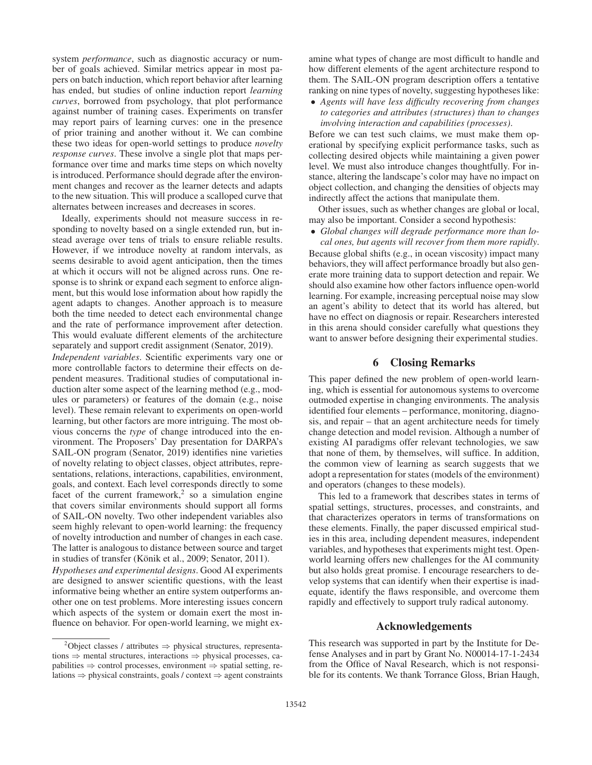system *performance*, such as diagnostic accuracy or number of goals achieved. Similar metrics appear in most papers on batch induction, which report behavior after learning has ended, but studies of online induction report *learning curves*, borrowed from psychology, that plot performance against number of training cases. Experiments on transfer may report pairs of learning curves: one in the presence of prior training and another without it. We can combine these two ideas for open-world settings to produce *novelty response curves*. These involve a single plot that maps performance over time and marks time steps on which novelty is introduced. Performance should degrade after the environment changes and recover as the learner detects and adapts to the new situation. This will produce a scalloped curve that alternates between increases and decreases in scores.

Ideally, experiments should not measure success in responding to novelty based on a single extended run, but instead average over tens of trials to ensure reliable results. However, if we introduce novelty at random intervals, as seems desirable to avoid agent anticipation, then the times at which it occurs will not be aligned across runs. One response is to shrink or expand each segment to enforce alignment, but this would lose information about how rapidly the agent adapts to changes. Another approach is to measure both the time needed to detect each environmental change and the rate of performance improvement after detection. This would evaluate different elements of the architecture separately and support credit assignment (Senator, 2019).

*Independent variables*. Scientific experiments vary one or more controllable factors to determine their effects on dependent measures. Traditional studies of computational induction alter some aspect of the learning method (e.g., modules or parameters) or features of the domain (e.g., noise level). These remain relevant to experiments on open-world learning, but other factors are more intriguing. The most obvious concerns the *type* of change introduced into the environment. The Proposers' Day presentation for DARPA's SAIL-ON program (Senator, 2019) identifies nine varieties of novelty relating to object classes, object attributes, representations, relations, interactions, capabilities, environment, goals, and context. Each level corresponds directly to some facet of the current framework,[2] so a simulation engine that covers similar environments should support all forms of SAIL-ON novelty. Two other independent variables also seem highly relevant to open-world learning: the frequency of novelty introduction and number of changes in each case. The latter is analogous to distance between source and target in studies of transfer (Könik et al., 2009; Senator, 2011).

*Hypotheses and experimental designs*. Good AI experiments are designed to answer scientific questions, with the least informative being whether an entire system outperforms another one on test problems. More interesting issues concern which aspects of the system or domain exert the most influence on behavior. For open-world learning, we might examine what types of change are most difficult to handle and how different elements of the agent architecture respond to them. The SAIL-ON program description offers a tentative ranking on nine types of novelty, suggesting hypotheses like:

- *Agents will have less difficulty recovering from changes to categories and attributes (structures) than to changes involving interaction and capabilities (processes).*

Before we can test such claims, we must make them operational by specifying explicit performance tasks, such as collecting desired objects while maintaining a given power level. We must also introduce changes thoughtfully. For instance, altering the landscape's color may have no impact on object collection, and changing the densities of objects may indirectly affect the actions that manipulate them.

Other issues, such as whether changes are global or local, may also be important. Consider a second hypothesis:

- *Global changes will degrade performance more than local ones, but agents will recover from them more rapidly.*

Because global shifts (e.g., in ocean viscosity) impact many behaviors, they will affect performance broadly but also generate more training data to support detection and repair. We should also examine how other factors influence open-world learning. For example, increasing perceptual noise may slow an agent's ability to detect that its world has altered, but have no effect on diagnosis or repair. Researchers interested in this arena should consider carefully what questions they want to answer before designing their experimental studies.

## 6 Closing Remarks

This paper defined the new problem of open-world learning, which is essential for autonomous systems to overcome outmoded expertise in changing environments. The analysis identified four elements – performance, monitoring, diagnosis, and repair – that an agent architecture needs for timely change detection and model revision. Although a number of existing AI paradigms offer relevant technologies, we saw that none of them, by themselves, will suffice. In addition, the common view of learning as search suggests that we adopt a representation for states (models of the environment) and operators (changes to these models).

This led to a framework that describes states in terms of spatial settings, structures, processes, and constraints, and that characterizes operators in terms of transformations on these elements. Finally, the paper discussed empirical studies in this area, including dependent measures, independent variables, and hypotheses that experiments might test. Open-world learning offers new challenges for the AI community but also holds great promise. I encourage researchers to develop systems that can identify when their expertise is inadequate, identify the flaws responsible, and overcome them rapidly and effectively to support truly radical autonomy.

## Acknowledgements

This research was supported in part by the Institute for Defense Analyses and in part by Grant No. N00014-17-1-2434 from the Office of Naval Research, which is not responsible for its contents. We thank Torrance Gloss, Brian Haugh,

---

[2] Object classes / attributes $\Rightarrow$ physical structures, representations $\Rightarrow$ mental structures, interactions $\Rightarrow$ physical processes, capabilities $\Rightarrow$ control processes, environment $\Rightarrow$ spatial setting, relations $\Rightarrow$ physical constraints, goals / context $\Rightarrow$ agent constraints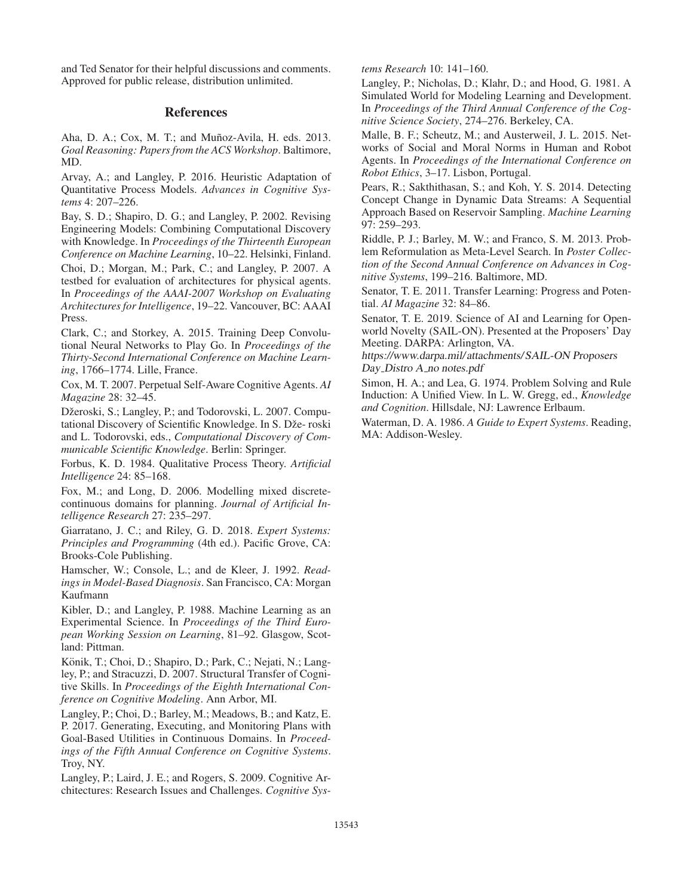and Ted Senator for their helpful discussions and comments. Approved for public release, distribution unlimited.

## References

Aha, D. A.; Cox, M. T.; and Muñoz-Avila, H. eds. 2013. *Goal Reasoning: Papers from the ACS Workshop*. Baltimore, MD.

Arvay, A.; and Langley, P. 2016. Heuristic Adaptation of Quantitative Process Models. *Advances in Cognitive Systems* 4: 207–226.

Bay, S. D.; Shapiro, D. G.; and Langley, P. 2002. Revising Engineering Models: Combining Computational Discovery with Knowledge. In *Proceedings of the Thirteenth European Conference on Machine Learning*, 10–22. Helsinki, Finland.

Choi, D.; Morgan, M.; Park, C.; and Langley, P. 2007. A testbed for evaluation of architectures for physical agents. In *Proceedings of the AAAI-2007 Workshop on Evaluating Architectures for Intelligence*, 19–22. Vancouver, BC: AAAI Press.

Clark, C.; and Storkey, A. 2015. Training Deep Convolutional Neural Networks to Play Go. In *Proceedings of the Thirty-Second International Conference on Machine Learning*, 1766–1774. Lille, France.

Cox, M. T. 2007. Perpetual Self-Aware Cognitive Agents. *AI Magazine* 28: 32–45.

Džeroski, S.; Langley, P.; and Todorovski, L. 2007. Computational Discovery of Scientific Knowledge. In S. Dže- roski and L. Todorovski, eds., *Computational Discovery of Communicable Scientific Knowledge*. Berlin: Springer.

Forbus, K. D. 1984. Qualitative Process Theory. *Artificial Intelligence* 24: 85–168.

Fox, M.; and Long, D. 2006. Modelling mixed discrete-continuous domains for planning. *Journal of Artificial Intelligence Research* 27: 235–297.

Giarratano, J. C.; and Riley, G. D. 2018. *Expert Systems: Principles and Programming* (4th ed.). Pacific Grove, CA: Brooks-Cole Publishing.

Hamscher, W.; Console, L.; and de Kleer, J. 1992. *Readings in Model-Based Diagnosis*. San Francisco, CA: Morgan Kaufmann

Kibler, D.; and Langley, P. 1988. Machine Learning as an Experimental Science. In *Proceedings of the Third European Working Session on Learning*, 81–92. Glasgow, Scotland: Pittman.

Könik, T.; Choi, D.; Shapiro, D.; Park, C.; Nejati, N.; Langley, P.; and Stracuzzi, D. 2007. Structural Transfer of Cognitive Skills. In *Proceedings of the Eighth International Conference on Cognitive Modeling*. Ann Arbor, MI.

Langley, P.; Choi, D.; Barley, M.; Meadows, B.; and Katz, E. P. 2017. Generating, Executing, and Monitoring Plans with Goal-Based Utilities in Continuous Domains. In *Proceedings of the Fifth Annual Conference on Cognitive Systems*. Troy, NY.

Langley, P.; Laird, J. E.; and Rogers, S. 2009. Cognitive Architectures: Research Issues and Challenges. *Cognitive Systems Research* 10: 141–160.

Langley, P.; Nicholas, D.; Klahr, D.; and Hood, G. 1981. A Simulated World for Modeling Learning and Development. In *Proceedings of the Third Annual Conference of the Cognitive Science Society*, 274–276. Berkeley, CA.

Malle, B. F.; Scheutz, M.; and Austerweil, J. L. 2015. Networks of Social and Moral Norms in Human and Robot Agents. In *Proceedings of the International Conference on Robot Ethics*, 3–17. Lisbon, Portugal.

Pears, R.; Sakthithasan, S.; and Koh, Y. S. 2014. Detecting Concept Change in Dynamic Data Streams: A Sequential Approach Based on Reservoir Sampling. *Machine Learning* 97: 259–293.

Riddle, P. J.; Barley, M. W.; and Franco, S. M. 2013. Problem Reformulation as Meta-Level Search. In *Poster Collection of the Second Annual Conference on Advances in Cognitive Systems*, 199–216. Baltimore, MD.

Senator, T. E. 2011. Transfer Learning: Progress and Potential. *AI Magazine* 32: 84–86.

Senator, T. E. 2019. Science of AI and Learning for Open-world Novelty (SAIL-ON). Presented at the Proposers' Day Meeting. DARPA: Arlington, VA.
*https://www.darpa.mil/attachments/SAIL-ON Proposers Day_Distro A_no notes.pdf*

Simon, H. A.; and Lea, G. 1974. Problem Solving and Rule Induction: A Unified View. In L. W. Gregg, ed., *Knowledge and Cognition*. Hillsdale, NJ: Lawrence Erlbaum.

Waterman, D. A. 1986. *A Guide to Expert Systems*. Reading, MA: Addison-Wesley.